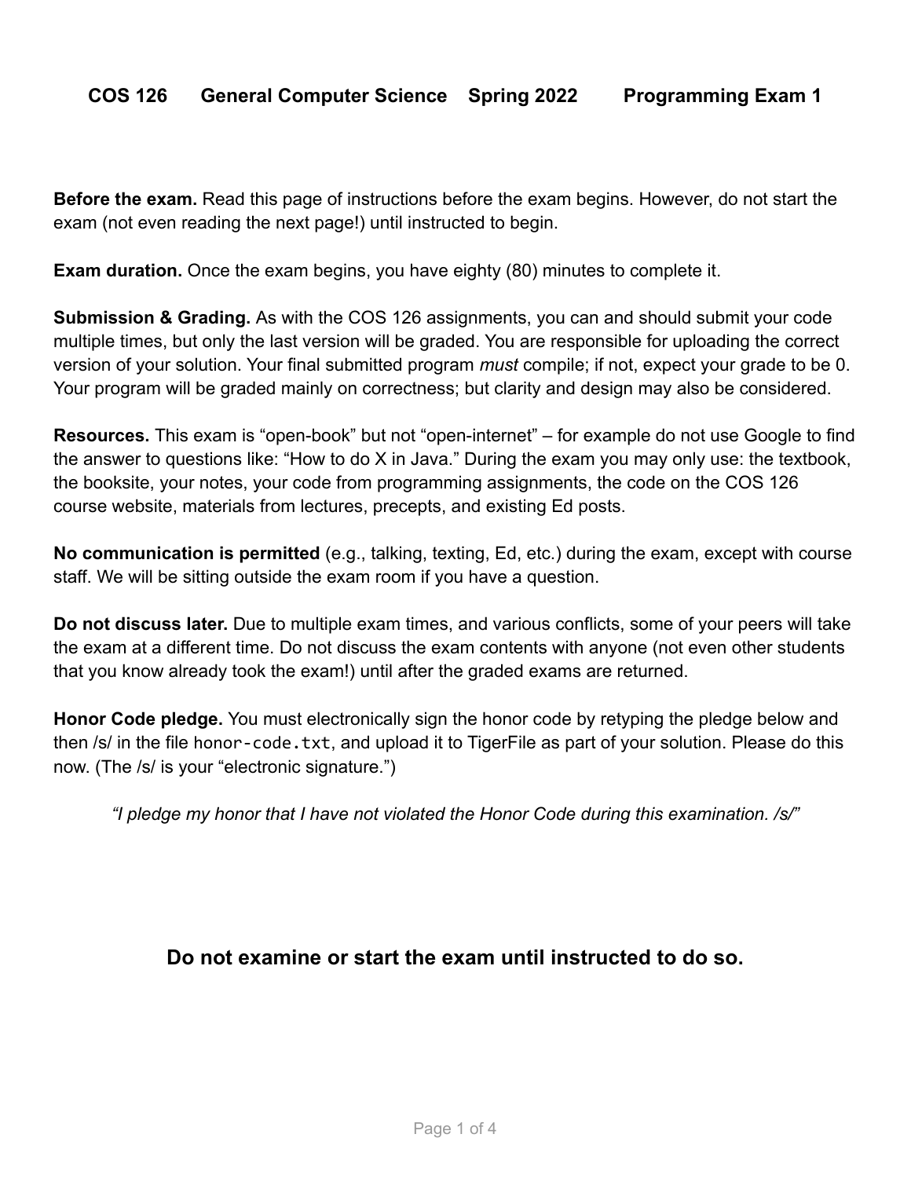# COS 126 General Computer Science Spring 2022 Programming Exam 1

**Before the exam.** Read this page of instructions before the exam begins. However, do not start the exam (not even reading the next page!) until instructed to begin.

**Exam duration.** Once the exam begins, you have eighty (80) minutes to complete it.

**Submission & Grading.** As with the COS 126 assignments, you can and should submit your code multiple times, but only the last version will be graded. You are responsible for uploading the correct version of your solution. Your final submitted program *must* compile; if not, expect your grade to be 0. Your program will be graded mainly on correctness; but clarity and design may also be considered.

**Resources.** This exam is "open-book" but not "open-internet" – for example do not use Google to find the answer to questions like: "How to do X in Java." During the exam you may only use: the textbook, the booksite, your notes, your code from programming assignments, the code on the COS 126 course website, materials from lectures, precepts, and existing Ed posts.

**No communication is permitted** (e.g., talking, texting, Ed, etc.) during the exam, except with course staff. We will be sitting outside the exam room if you have a question.

**Do not discuss later.** Due to multiple exam times, and various conflicts, some of your peers will take the exam at a different time. Do not discuss the exam contents with anyone (not even other students that you know already took the exam!) until after the graded exams are returned.

**Honor Code pledge.** You must electronically sign the honor code by retyping the pledge below and then /s/ in the file `honor-code.txt`, and upload it to TigerFile as part of your solution. Please do this now. (The /s/ is your "electronic signature.")

*"I pledge my honor that I have not violated the Honor Code during this examination. /s/"*

## Do not examine or start the exam until instructed to do so.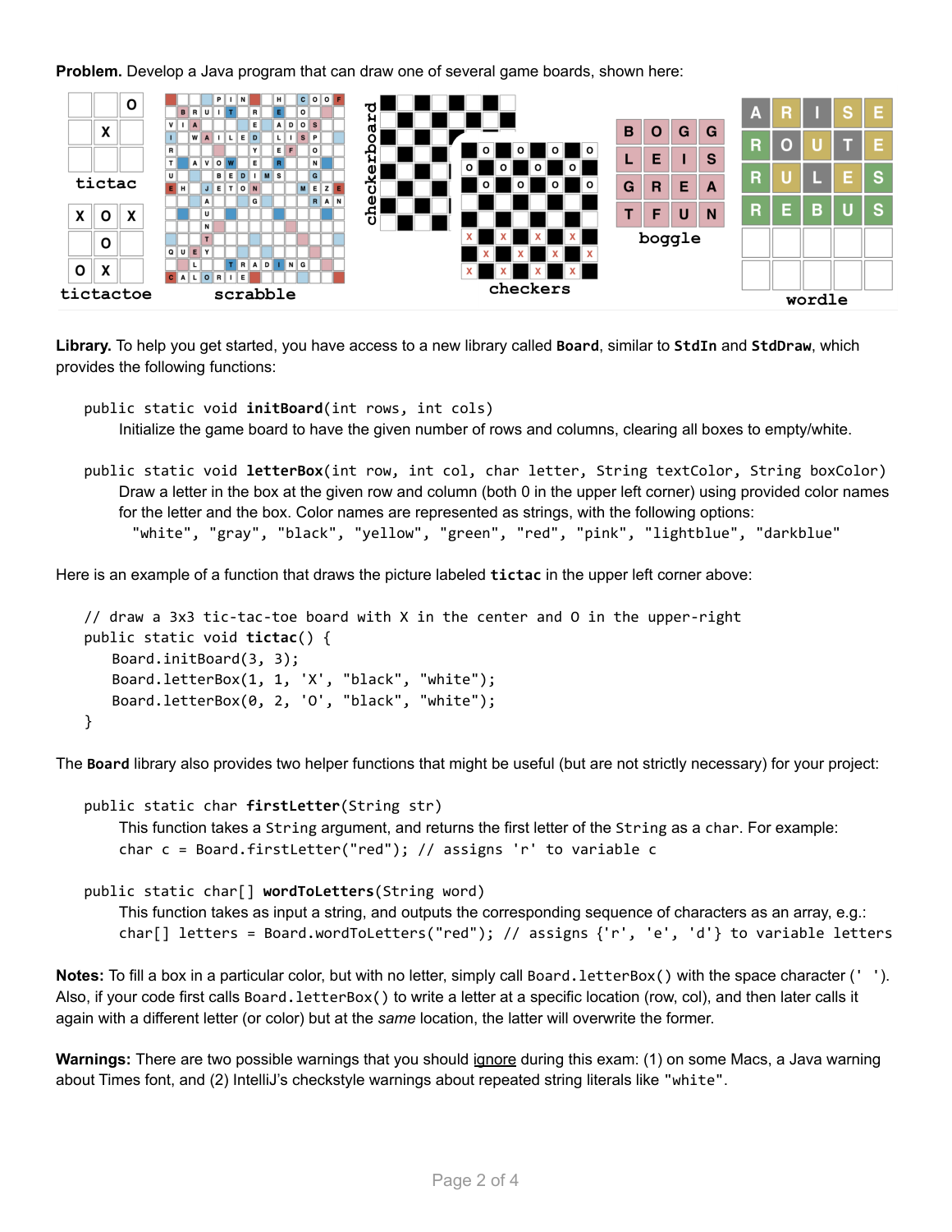**Problem.** Develop a Java program that can draw one of several game boards, shown here:

**Library.** To help you get started, you have access to a new library called **`Board`**, similar to **`StdIn`** and **`StdDraw`**, which provides the following functions:

```
public static void initBoard(int rows, int cols)
```

Initialize the game board to have the given number of rows and columns, clearing all boxes to empty/white.

```
public static void letterBox(int row, int col, char letter, String textColor, String boxColor)
```

Draw a letter in the box at the given row and column (both 0 in the upper left corner) using provided color names for the letter and the box. Color names are represented as strings, with the following options:
`"white", "gray", "black", "yellow", "green", "red", "pink", "lightblue", "darkblue"`

Here is an example of a function that draws the picture labeled **`tictac`** in the upper left corner above:

```java
// draw a 3x3 tic-tac-toe board with X in the center and O in the upper-right
public static void tictac() {
    Board.initBoard(3, 3);
    Board.letterBox(1, 1, 'X', "black", "white");
    Board.letterBox(0, 2, 'O', "black", "white");
}
```

The **`Board`** library also provides two helper functions that might be useful (but are not strictly necessary) for your project:

```
public static char firstLetter(String str)
```

This function takes a `String` argument, and returns the first letter of the `String` as a `char`. For example:
`char c = Board.firstLetter("red"); // assigns 'r' to variable c`

```
public static char[] wordToLetters(String word)
```

This function takes as input a string, and outputs the corresponding sequence of characters as an array, e.g.:
`char[] letters = Board.wordToLetters("red"); // assigns {'r', 'e', 'd'} to variable letters`

**Notes:** To fill a box in a particular color, but with no letter, simply call `Board.letterBox()` with the space character (`' '`). Also, if your code first calls `Board.letterBox()` to write a letter at a specific location (row, col), and then later calls it again with a different letter (or color) but at the *same* location, the latter will overwrite the former.

**Warnings:** There are two possible warnings that you should ignore during this exam: (1) on some Macs, a Java warning about Times font, and (2) IntelliJ's checkstyle warnings about repeated string literals like `"white"`.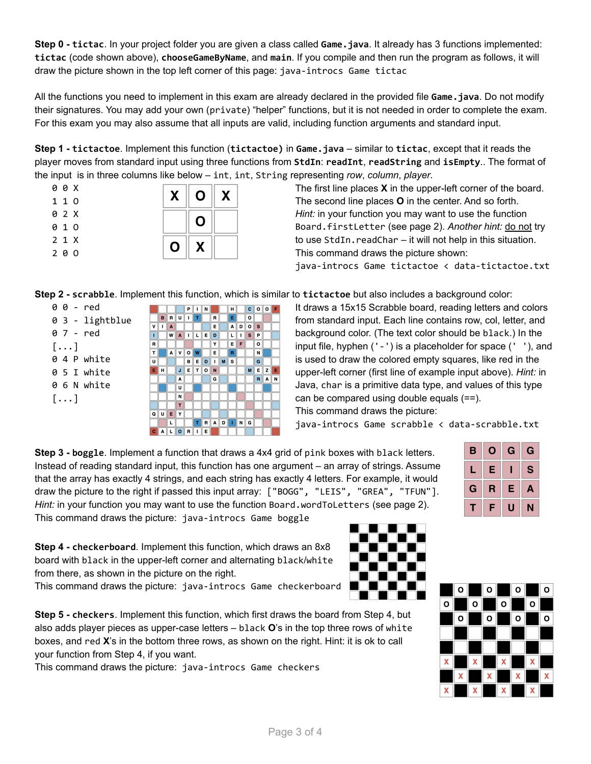**Step 0 - `tictac`**. In your project folder you are given a class called **`Game.java`**. It already has 3 functions implemented: **`tictac`** (code shown above), **`chooseGameByName`**, and **`main`**. If you compile and then run the program as follows, it will draw the picture shown in the top left corner of this page: `java-introcs Game tictac`

All the functions you need to implement in this exam are already declared in the provided file **`Game.java`**. Do not modify their signatures. You may add your own (`private`) "helper" functions, but it is not needed in order to complete the exam. For this exam you may also assume that all inputs are valid, including function arguments and standard input.

**Step 1 - `tictactoe`**. Implement this function (**`tictactoe`**) in **`Game.java`** – similar to **`tictac`**, except that it reads the player moves from standard input using three functions from **`StdIn`**: **`readInt`**, **`readString`** and **`isEmpty`**.. The format of the input is in three columns like below – `int`, `int`, `String` representing *row*, *column*, *player*.

```
0 0 X
1 1 O
0 2 X
0 1 O
2 1 X
2 0 O
```

| X | O | X |
|---|---|---|
|   | O |   |
| O | X |   |

The first line places **X** in the upper-left corner of the board. The second line places **O** in the center. And so forth. *Hint:* in your function you may want to use the function `Board.firstLetter` (see page 2). *Another hint:* do not try to use `StdIn.readChar` – it will not help in this situation. This command draws the picture shown: `java-introcs Game tictactoe < data-tictactoe.txt`

**Step 2 - `scrabble`**. Implement this function, which is similar to **`tictactoe`** but also includes a background color:

```
0 0 - red
0 3 - lightblue
0 7 - red
[...]
0 4 P white
0 5 I white
0 6 N white
[...]
```

It draws a 15x15 Scrabble board, reading letters and colors from standard input. Each line contains row, col, letter, and background color. (The text color should be `black`.) In the input file, hyphen (`'-'`) is a placeholder for space (`' '`), and is used to draw the colored empty squares, like red in the upper-left corner (first line of example input above). *Hint:* in Java, `char` is a primitive data type, and values of this type can be compared using double equals (==). This command draws the picture: `java-introcs Game scrabble < data-scrabble.txt`

**Step 3 - `boggle`**. Implement a function that draws a 4x4 grid of `pink` boxes with `black` letters. Instead of reading standard input, this function has one argument – an array of strings. Assume that the array has exactly 4 strings, and each string has exactly 4 letters. For example, it would draw the picture to the right if passed this input array: `["BOGG", "LEIS", "GREA", "TFUN"]`. *Hint:* in your function you may want to use the function `Board.wordToLetters` (see page 2). This command draws the picture: `java-introcs Game boggle`

| B | O | G | G |
|---|---|---|---|
| L | E | I | S |
| G | R | E | A |
| T | F | U | N |

**Step 4 - `checkerboard`**. Implement this function, which draws an 8x8 board with `black` in the upper-left corner and alternating `black`/`white` from there, as shown in the picture on the right. This command draws the picture: `java-introcs Game checkerboard`

**Step 5 - `checkers`**. Implement this function, which first draws the board from Step 4, but also adds player pieces as upper-case letters – `black` **O**'s in the top three rows of `white` boxes, and `red` **X**'s in the bottom three rows, as shown on the right. Hint: it is ok to call your function from Step 4, if you want. This command draws the picture: `java-introcs Game checkers`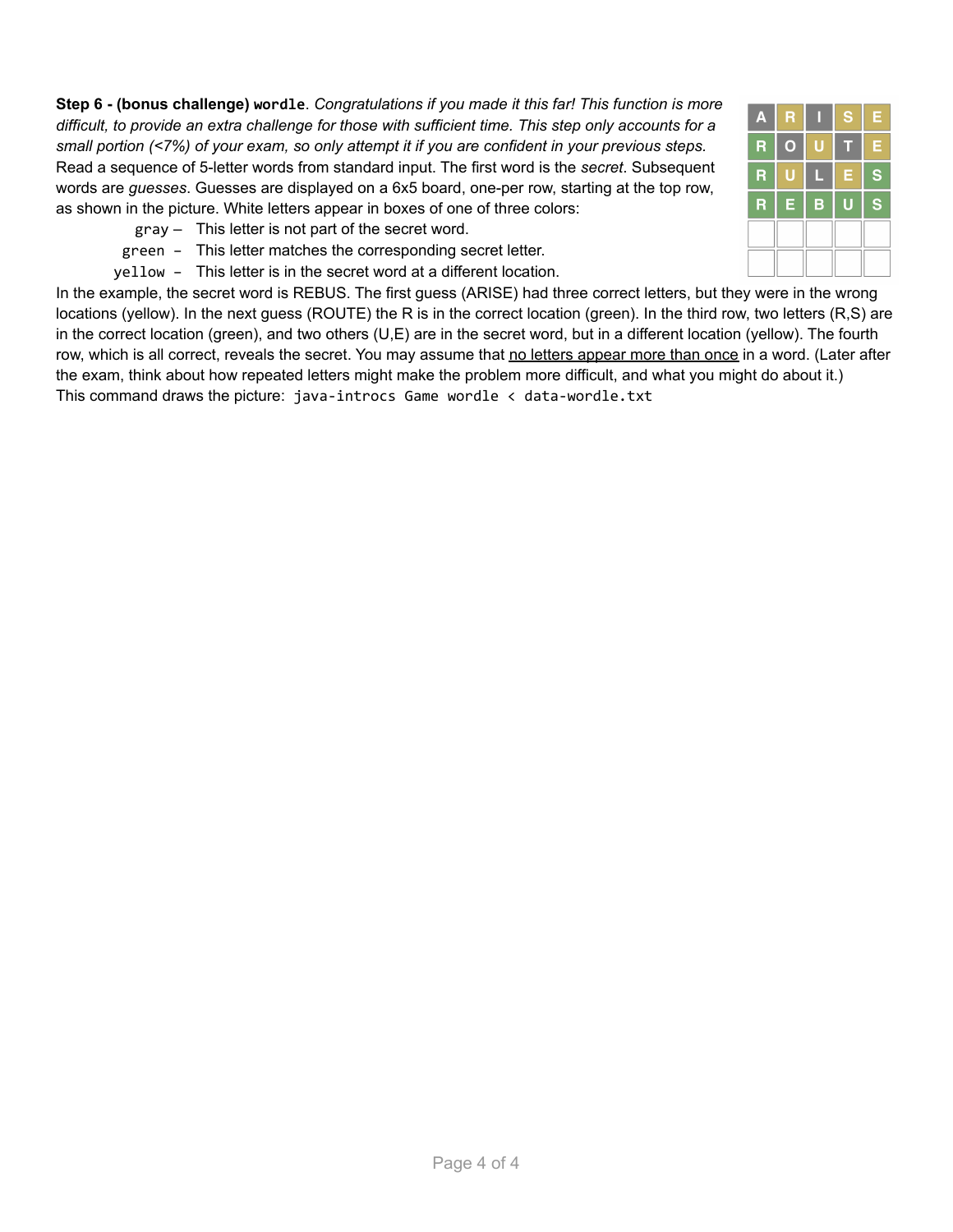**Step 6 - (bonus challenge) `wordle`**. *Congratulations if you made it this far! This function is more difficult, to provide an extra challenge for those with sufficient time. This step only accounts for a small portion (<7%) of your exam, so only attempt it if you are confident in your previous steps.* Read a sequence of 5-letter words from standard input. The first word is the *secret*. Subsequent words are *guesses*. Guesses are displayed on a 6x5 board, one-per row, starting at the top row, as shown in the picture. White letters appear in boxes of one of three colors:

- `gray` – This letter is not part of the secret word.
- `green` – This letter matches the corresponding secret letter.
- `yellow` – This letter is in the secret word at a different location.

| | | | | |
|---|---|---|---|---|
| A | R | I | S | E |
| R | O | U | T | E |
| R | U | L | E | S |
| R | E | B | U | S |
| | | | | |
| | | | | |

In the example, the secret word is REBUS. The first guess (ARISE) had three correct letters, but they were in the wrong locations (yellow). In the next guess (ROUTE) the R is in the correct location (green). In the third row, two letters (R,S) are in the correct location (green), and two others (U,E) are in the secret word, but in a different location (yellow). The fourth row, which is all correct, reveals the secret. You may assume that no letters appear more than once in a word. (Later after the exam, think about how repeated letters might make the problem more difficult, and what you might do about it.)

This command draws the picture: `java-introcs Game wordle < data-wordle.txt`